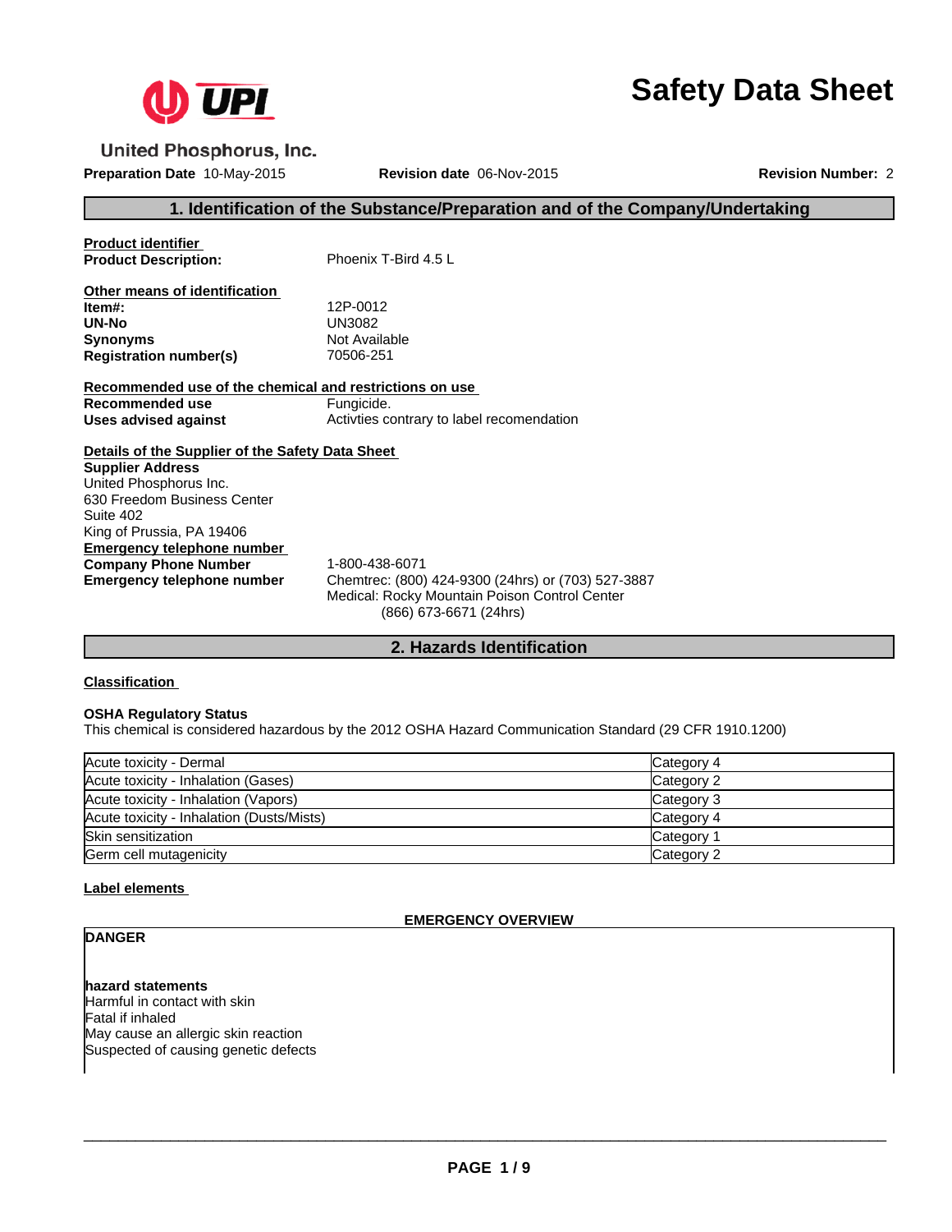United Phosphorus, Inc.

# Safety Data Sheet

**Preparation Date** 10-May-2015 **Revision date** 06-Nov-2015 **Revision Number:** 2

## 1. Identification of the Substance/Preparation and of the Company/Undertaking

**Product identifier**

| | |
|---|---|
| **Product Description:** | Phoenix T-Bird 4.5 L |

**Other means of identification**

| | |
|---|---|
| **Item#:** | 12P-0012 |
| **UN-No** | UN3082 |
| **Synonyms** | Not Available |
| **Registration number(s)** | 70506-251 |

**Recommended use of the chemical and restrictions on use**

| | |
|---|---|
| **Recommended use** | Fungicide. |
| **Uses advised against** | Activties contrary to label recomendation |

**Details of the Supplier of the Safety Data Sheet**

**Supplier Address**
United Phosphorus Inc.
630 Freedom Business Center
Suite 402
King of Prussia, PA 19406

**Emergency telephone number**

| | |
|---|---|
| **Company Phone Number** | 1-800-438-6071 |
| **Emergency telephone number** | Chemtrec: (800) 424-9300 (24hrs) or (703) 527-3887<br>Medical: Rocky Mountain Poison Control Center<br>(866) 673-6671 (24hrs) |

## 2. Hazards Identification

**Classification**

**OSHA Regulatory Status**
This chemical is considered hazardous by the 2012 OSHA Hazard Communication Standard (29 CFR 1910.1200)

| | |
|---|---|
| Acute toxicity - Dermal | Category 4 |
| Acute toxicity - Inhalation (Gases) | Category 2 |
| Acute toxicity - Inhalation (Vapors) | Category 3 |
| Acute toxicity - Inhalation (Dusts/Mists) | Category 4 |
| Skin sensitization | Category 1 |
| Germ cell mutagenicity | Category 2 |

**Label elements**

**EMERGENCY OVERVIEW**

**DANGER**

**hazard statements**
Harmful in contact with skin
Fatal if inhaled
May cause an allergic skin reaction
Suspected of causing genetic defects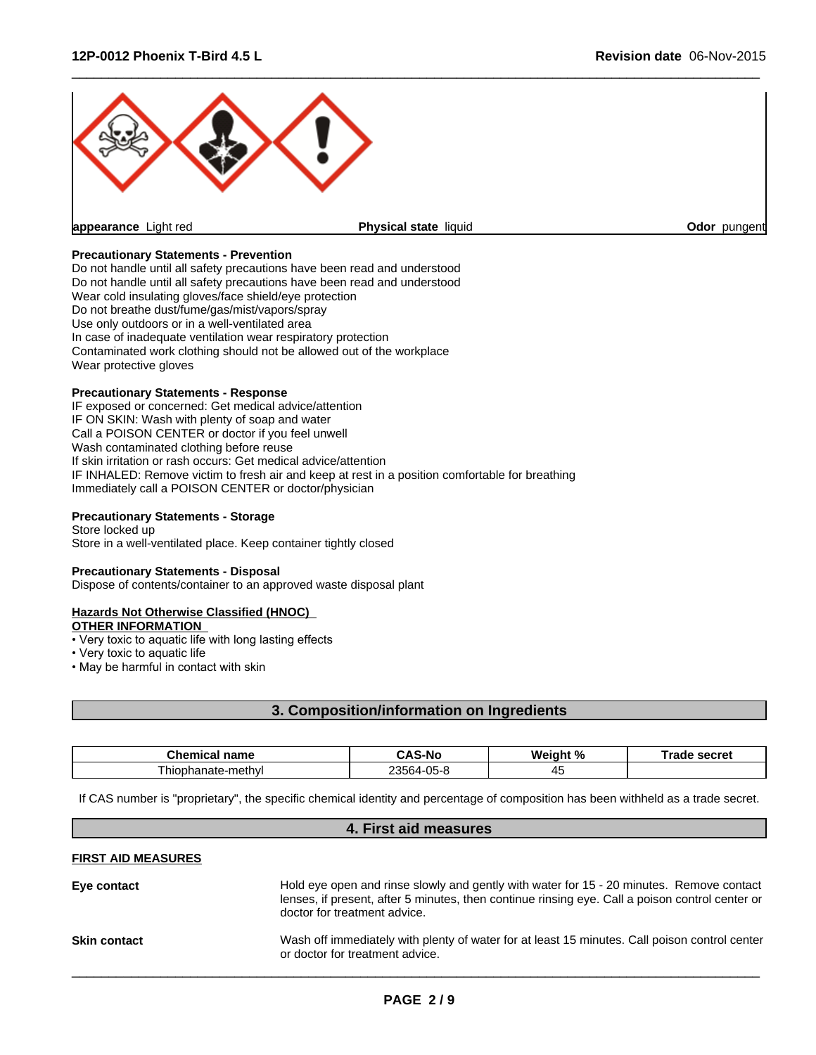**appearance** Light red | **Physical state** liquid | **Odor** pungent

**Precautionary Statements - Prevention**
Do not handle until all safety precautions have been read and understood
Do not handle until all safety precautions have been read and understood
Wear cold insulating gloves/face shield/eye protection
Do not breathe dust/fume/gas/mist/vapors/spray
Use only outdoors or in a well-ventilated area
In case of inadequate ventilation wear respiratory protection
Contaminated work clothing should not be allowed out of the workplace
Wear protective gloves

**Precautionary Statements - Response**
IF exposed or concerned: Get medical advice/attention
IF ON SKIN: Wash with plenty of soap and water
Call a POISON CENTER or doctor if you feel unwell
Wash contaminated clothing before reuse
If skin irritation or rash occurs: Get medical advice/attention
IF INHALED: Remove victim to fresh air and keep at rest in a position comfortable for breathing
Immediately call a POISON CENTER or doctor/physician

**Precautionary Statements - Storage**
Store locked up
Store in a well-ventilated place. Keep container tightly closed

**Precautionary Statements - Disposal**
Dispose of contents/container to an approved waste disposal plant

**Hazards Not Otherwise Classified (HNOC)**
**OTHER INFORMATION**
- Very toxic to aquatic life with long lasting effects
- Very toxic to aquatic life
- May be harmful in contact with skin

## 3. Composition/information on Ingredients

| Chemical name | CAS-No | Weight % | Trade secret |
|---|---|---|---|
| Thiophanate-methyl | 23564-05-8 | 45 | |

If CAS number is "proprietary", the specific chemical identity and percentage of composition has been withheld as a trade secret.

## 4. First aid measures

**FIRST AID MEASURES**

**Eye contact** Hold eye open and rinse slowly and gently with water for 15 - 20 minutes. Remove contact lenses, if present, after 5 minutes, then continue rinsing eye. Call a poison control center or doctor for treatment advice.

**Skin contact** Wash off immediately with plenty of water for at least 15 minutes. Call poison control center or doctor for treatment advice.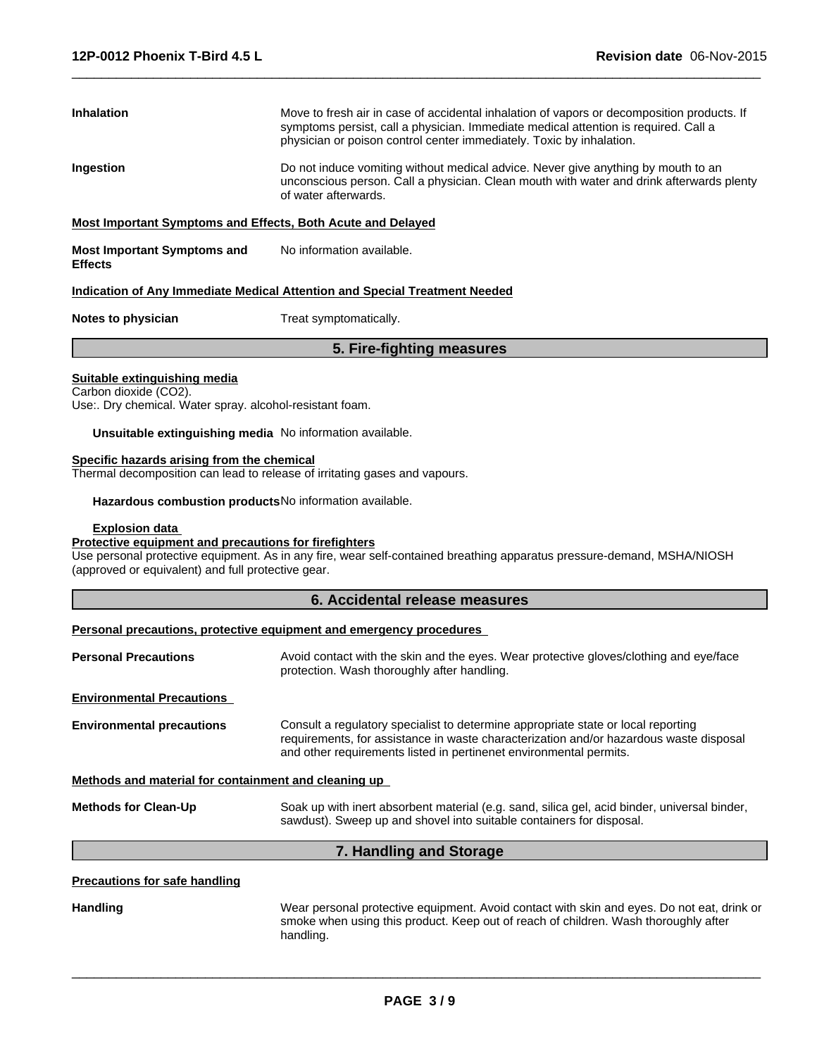| | |
|---|---|
| **Inhalation** | Move to fresh air in case of accidental inhalation of vapors or decomposition products. If symptoms persist, call a physician. Immediate medical attention is required. Call a physician or poison control center immediately. Toxic by inhalation. |
| **Ingestion** | Do not induce vomiting without medical advice. Never give anything by mouth to an unconscious person. Call a physician. Clean mouth with water and drink afterwards plenty of water afterwards. |

**Most Important Symptoms and Effects, Both Acute and Delayed**

| | |
|---|---|
| **Most Important Symptoms and Effects** | No information available. |

**Indication of Any Immediate Medical Attention and Special Treatment Needed**

| | |
|---|---|
| **Notes to physician** | Treat symptomatically. |

## 5. Fire-fighting measures

**Suitable extinguishing media**

Carbon dioxide ($CO_2$).
Use:. Dry chemical. Water spray. alcohol-resistant foam.

**Unsuitable extinguishing media** No information available.

**Specific hazards arising from the chemical**

Thermal decomposition can lead to release of irritating gases and vapours.

**Hazardous combustion products** No information available.

**Explosion data**

**Protective equipment and precautions for firefighters**

Use personal protective equipment. As in any fire, wear self-contained breathing apparatus pressure-demand, MSHA/NIOSH (approved or equivalent) and full protective gear.

## 6. Accidental release measures

**Personal precautions, protective equipment and emergency procedures**

| | |
|---|---|
| **Personal Precautions** | Avoid contact with the skin and the eyes. Wear protective gloves/clothing and eye/face protection. Wash thoroughly after handling. |

**Environmental Precautions**

| | |
|---|---|
| **Environmental precautions** | Consult a regulatory specialist to determine appropriate state or local reporting requirements, for assistance in waste characterization and/or hazardous waste disposal and other requirements listed in pertinenet environmental permits. |

**Methods and material for containment and cleaning up**

| | |
|---|---|
| **Methods for Clean-Up** | Soak up with inert absorbent material (e.g. sand, silica gel, acid binder, universal binder, sawdust). Sweep up and shovel into suitable containers for disposal. |

## 7. Handling and Storage

**Precautions for safe handling**

| | |
|---|---|
| **Handling** | Wear personal protective equipment. Avoid contact with skin and eyes. Do not eat, drink or smoke when using this product. Keep out of reach of children. Wash thoroughly after handling. |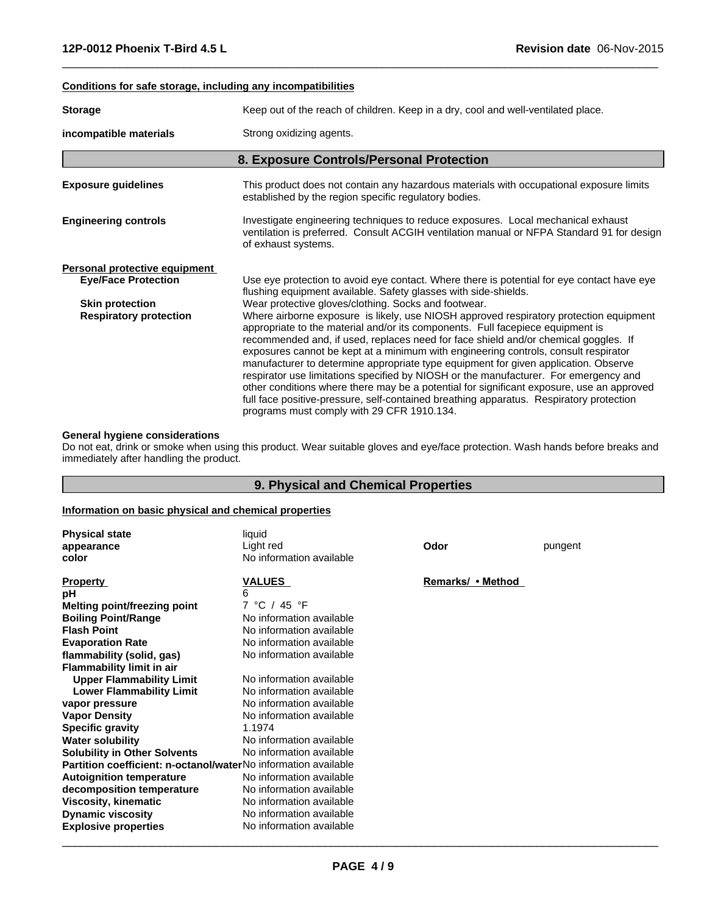**Conditions for safe storage, including any incompatibilities**

| | |
|---|---|
| **Storage** | Keep out of the reach of children. Keep in a dry, cool and well-ventilated place. |
| **incompatible materials** | Strong oxidizing agents. |

## 8. Exposure Controls/Personal Protection

| | |
|---|---|
| **Exposure guidelines** | This product does not contain any hazardous materials with occupational exposure limits established by the region specific regulatory bodies. |
| **Engineering controls** | Investigate engineering techniques to reduce exposures. Local mechanical exhaust ventilation is preferred. Consult ACGIH ventilation manual or NFPA Standard 91 for design of exhaust systems. |

**Personal protective equipment**

| | |
|---|---|
| **Eye/Face Protection** | Use eye protection to avoid eye contact. Where there is potential for eye contact have eye flushing equipment available. Safety glasses with side-shields. |
| **Skin protection** | Wear protective gloves/clothing. Socks and footwear. |
| **Respiratory protection** | Where airborne exposure is likely, use NIOSH approved respiratory protection equipment appropriate to the material and/or its components. Full facepiece equipment is recommended and, if used, replaces need for face shield and/or chemical goggles. If exposures cannot be kept at a minimum with engineering controls, consult respirator manufacturer to determine appropriate type equipment for given application. Observe respirator use limitations specified by NIOSH or the manufacturer. For emergency and other conditions where there may be a potential for significant exposure, use an approved full face positive-pressure, self-contained breathing apparatus. Respiratory protection programs must comply with 29 CFR 1910.134. |

**General hygiene considerations**

Do not eat, drink or smoke when using this product. Wear suitable gloves and eye/face protection. Wash hands before breaks and immediately after handling the product.

## 9. Physical and Chemical Properties

**Information on basic physical and chemical properties**

| | | | |
|---|---|---|---|
| **Physical state** | liquid | | |
| **appearance** | Light red | **Odor** | pungent |
| **color** | No information available | | |

| **Property** | **VALUES** | **Remarks/ • Method** |
|---|---|---|
| **pH** | 6 | |
| **Melting point/freezing point** | 7 °C / 45 °F | |
| **Boiling Point/Range** | No information available | |
| **Flash Point** | No information available | |
| **Evaporation Rate** | No information available | |
| **flammability (solid, gas)** | No information available | |
| **Flammability limit in air** | | |
| **Upper Flammability Limit** | No information available | |
| **Lower Flammability Limit** | No information available | |
| **vapor pressure** | No information available | |
| **Vapor Density** | No information available | |
| **Specific gravity** | 1.1974 | |
| **Water solubility** | No information available | |
| **Solubility in Other Solvents** | No information available | |
| **Partition coefficient: n-octanol/water** | No information available | |
| **Autoignition temperature** | No information available | |
| **decomposition temperature** | No information available | |
| **Viscosity, kinematic** | No information available | |
| **Dynamic viscosity** | No information available | |
| **Explosive properties** | No information available | |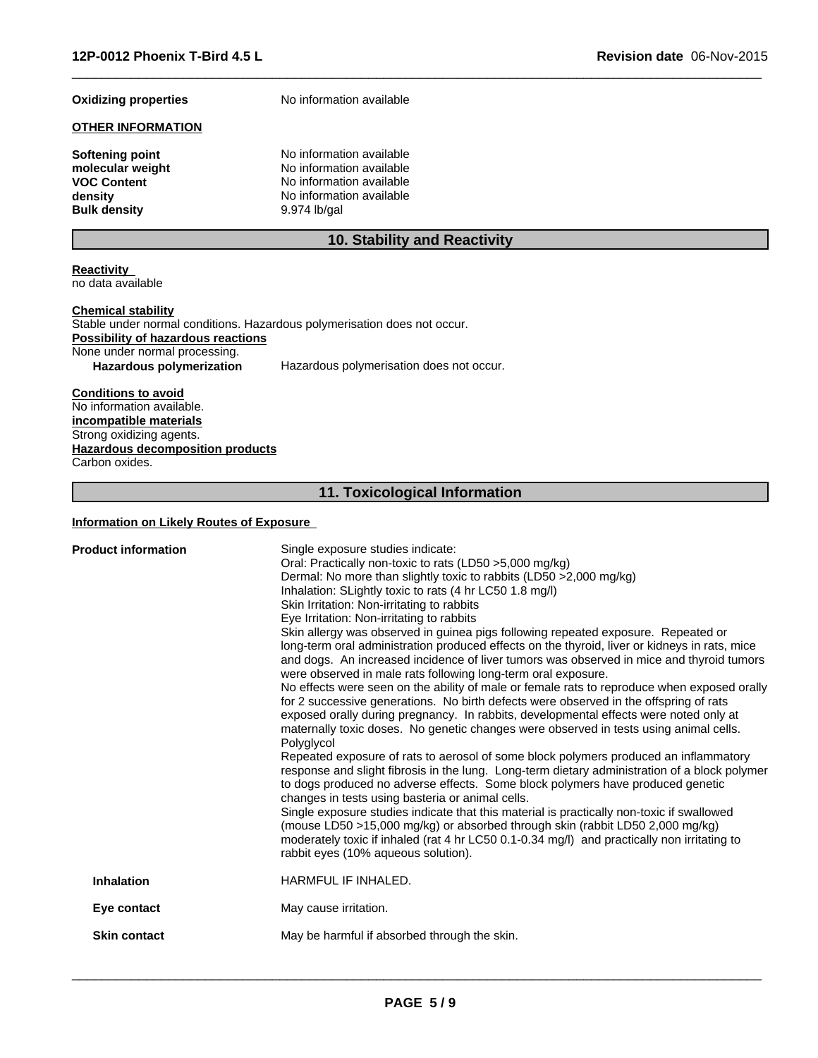**Oxidizing properties** No information available

**OTHER INFORMATION**

| | |
|---|---|
| **Softening point** | No information available |
| **molecular weight** | No information available |
| **VOC Content** | No information available |
| **density** | No information available |
| **Bulk density** | 9.974 lb/gal |

## 10. Stability and Reactivity

**Reactivity**
no data available

**Chemical stability**
Stable under normal conditions. Hazardous polymerisation does not occur.

**Possibility of hazardous reactions**
None under normal processing.

**Hazardous polymerization** Hazardous polymerisation does not occur.

**Conditions to avoid**
No information available.

**incompatible materials**
Strong oxidizing agents.

**Hazardous decomposition products**
Carbon oxides.

## 11. Toxicological Information

**Information on Likely Routes of Exposure**

**Product information**

Single exposure studies indicate:
Oral: Practically non-toxic to rats (LD50 >5,000 mg/kg)
Dermal: No more than slightly toxic to rabbits (LD50 >2,000 mg/kg)
Inhalation: SLightly toxic to rats (4 hr LC50 1.8 mg/l)
Skin Irritation: Non-irritating to rabbits
Eye Irritation: Non-irritating to rabbits
Skin allergy was observed in guinea pigs following repeated exposure. Repeated or long-term oral administration produced effects on the thyroid, liver or kidneys in rats, mice and dogs. An increased incidence of liver tumors was observed in mice and thyroid tumors were observed in male rats following long-term oral exposure.
No effects were seen on the ability of male or female rats to reproduce when exposed orally for 2 successive generations. No birth defects were observed in the offspring of rats exposed orally during pregnancy. In rabbits, developmental effects were noted only at maternally toxic doses. No genetic changes were observed in tests using animal cells.
Polyglycol
Repeated exposure of rats to aerosol of some block polymers produced an inflammatory response and slight fibrosis in the lung. Long-term dietary administration of a block polymer to dogs produced no adverse effects. Some block polymers have produced genetic changes in tests using basteria or animal cells.
Single exposure studies indicate that this material is practically non-toxic if swallowed (mouse LD50 >15,000 mg/kg) or absorbed through skin (rabbit LD50 2,000 mg/kg) moderately toxic if inhaled (rat 4 hr LC50 0.1-0.34 mg/l) and practically non irritating to rabbit eyes (10% aqueous solution).

**Inhalation** HARMFUL IF INHALED.

**Eye contact** May cause irritation.

**Skin contact** May be harmful if absorbed through the skin.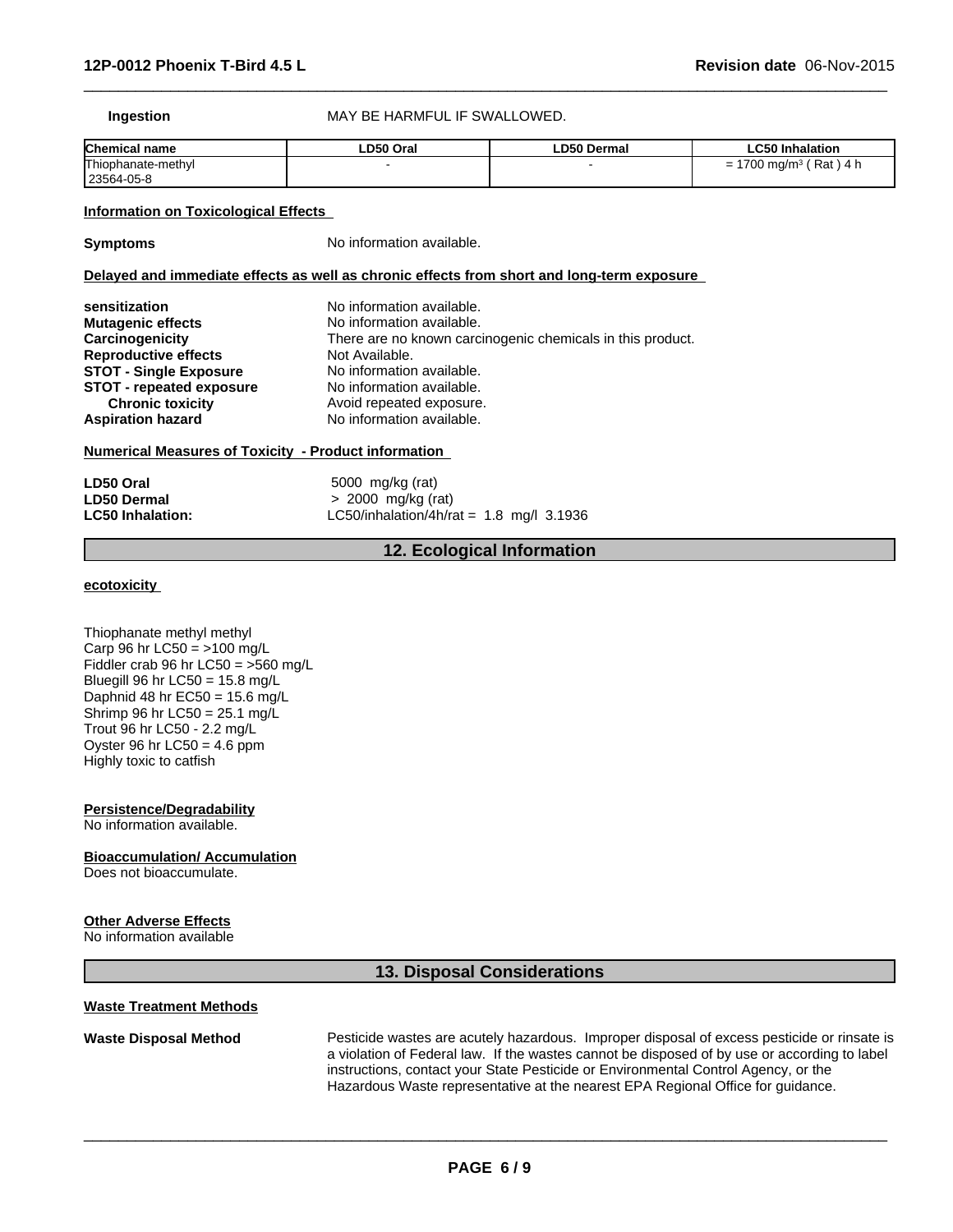**Ingestion** MAY BE HARMFUL IF SWALLOWED.

| Chemical name | LD50 Oral | LD50 Dermal | LC50 Inhalation |
|---|---|---|---|
| Thiophanate-methyl 23564-05-8 | - | - | = 1700 mg/m³ ( Rat ) 4 h |

**Information on Toxicological Effects**

**Symptoms** No information available.

**Delayed and immediate effects as well as chronic effects from short and long-term exposure**

**sensitization** No information available.
**Mutagenic effects** No information available.
**Carcinogenicity** There are no known carcinogenic chemicals in this product.
**Reproductive effects** Not Available.
**STOT - Single Exposure** No information available.
**STOT - repeated exposure** No information available.
**Chronic toxicity** Avoid repeated exposure.
**Aspiration hazard** No information available.

**Numerical Measures of Toxicity - Product information**

**LD50 Oral** 5000 mg/kg (rat)
**LD50 Dermal** > 2000 mg/kg (rat)
**LC50 Inhalation:** LC50/inhalation/4h/rat = 1.8 mg/l 3.1936

## 12. Ecological Information

**ecotoxicity**

Thiophanate methyl methyl
Carp 96 hr LC50 = >100 mg/L
Fiddler crab 96 hr LC50 = >560 mg/L
Bluegill 96 hr LC50 = 15.8 mg/L
Daphnid 48 hr EC50 = 15.6 mg/L
Shrimp 96 hr LC50 = 25.1 mg/L
Trout 96 hr LC50 - 2.2 mg/L
Oyster 96 hr LC50 = 4.6 ppm
Highly toxic to catfish

**Persistence/Degradability**
No information available.

**Bioaccumulation/ Accumulation**
Does not bioaccumulate.

**Other Adverse Effects**
No information available

## 13. Disposal Considerations

**Waste Treatment Methods**

**Waste Disposal Method** Pesticide wastes are acutely hazardous. Improper disposal of excess pesticide or rinsate is a violation of Federal law. If the wastes cannot be disposed of by use or according to label instructions, contact your State Pesticide or Environmental Control Agency, or the Hazardous Waste representative at the nearest EPA Regional Office for guidance.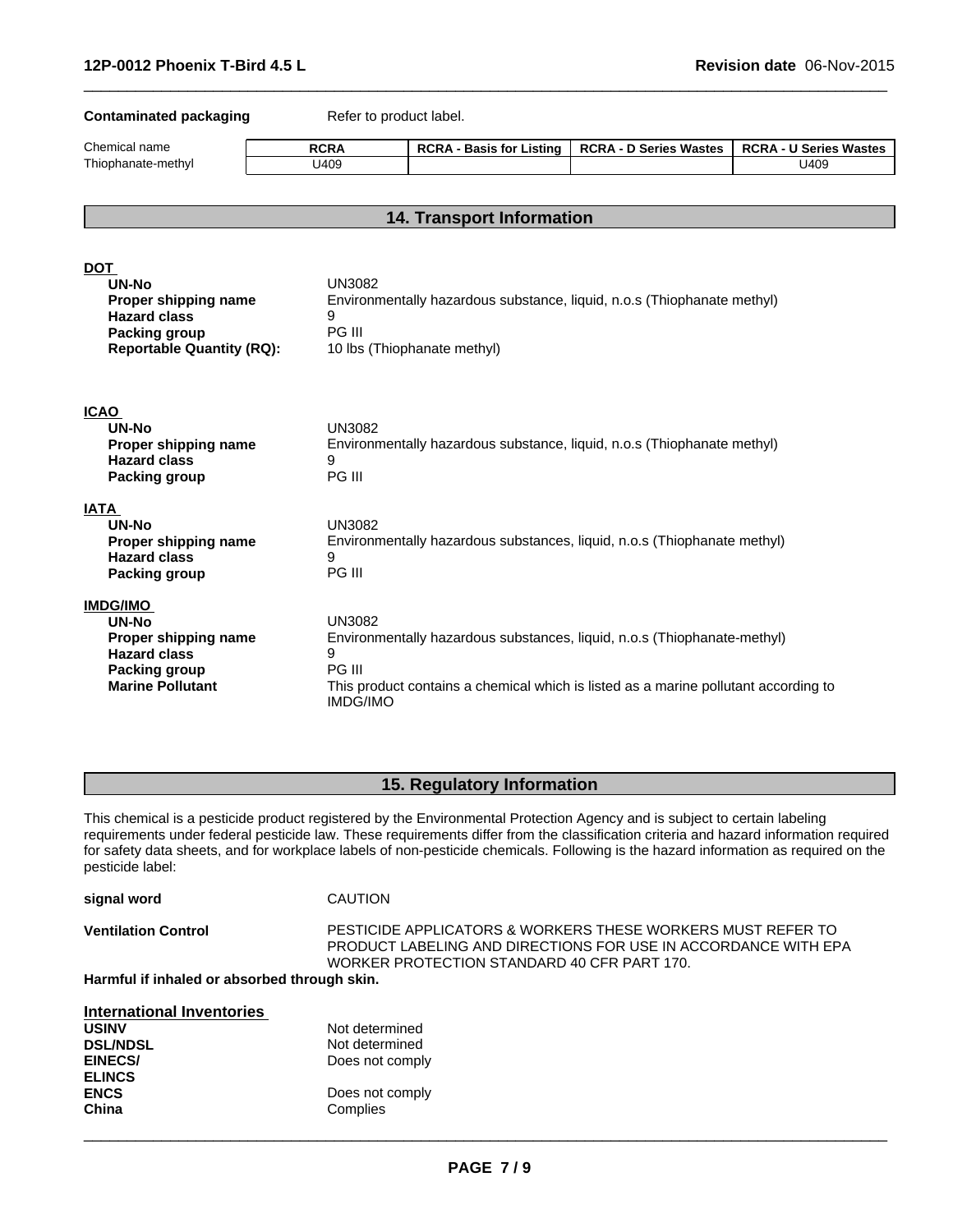**Contaminated packaging** Refer to product label.

| Chemical name | RCRA | RCRA - Basis for Listing | RCRA - D Series Wastes | RCRA - U Series Wastes |
|---|---|---|---|---|
| Thiophanate-methyl | U409 | | | U409 |

## 14. Transport Information

**DOT**

| | |
|---|---|
| **UN-No** | UN3082 |
| **Proper shipping name** | Environmentally hazardous substance, liquid, n.o.s (Thiophanate methyl) |
| **Hazard class** | 9 |
| **Packing group** | PG III |
| **Reportable Quantity (RQ):** | 10 lbs (Thiophanate methyl) |

**ICAO**

| | |
|---|---|
| **UN-No** | UN3082 |
| **Proper shipping name** | Environmentally hazardous substance, liquid, n.o.s (Thiophanate methyl) |
| **Hazard class** | 9 |
| **Packing group** | PG III |

**IATA**

| | |
|---|---|
| **UN-No** | UN3082 |
| **Proper shipping name** | Environmentally hazardous substances, liquid, n.o.s (Thiophanate methyl) |
| **Hazard class** | 9 |
| **Packing group** | PG III |

**IMDG/IMO**

| | |
|---|---|
| **UN-No** | UN3082 |
| **Proper shipping name** | Environmentally hazardous substances, liquid, n.o.s (Thiophanate-methyl) |
| **Hazard class** | 9 |
| **Packing group** | PG III |
| **Marine Pollutant** | This product contains a chemical which is listed as a marine pollutant according to IMDG/IMO |

## 15. Regulatory Information

This chemical is a pesticide product registered by the Environmental Protection Agency and is subject to certain labeling requirements under federal pesticide law. These requirements differ from the classification criteria and hazard information required for safety data sheets, and for workplace labels of non-pesticide chemicals. Following is the hazard information as required on the pesticide label:

**signal word** CAUTION

**Ventilation Control** PESTICIDE APPLICATORS & WORKERS THESE WORKERS MUST REFER TO PRODUCT LABELING AND DIRECTIONS FOR USE IN ACCORDANCE WITH EPA WORKER PROTECTION STANDARD 40 CFR PART 170.

**Harmful if inhaled or absorbed through skin.**

**International Inventories**

| | |
|---|---|
| **USINV** | Not determined |
| **DSL/NDSL** | Not determined |
| **EINECS/ ELINCS** | Does not comply |
| **ENCS** | Does not comply |
| **China** | Complies |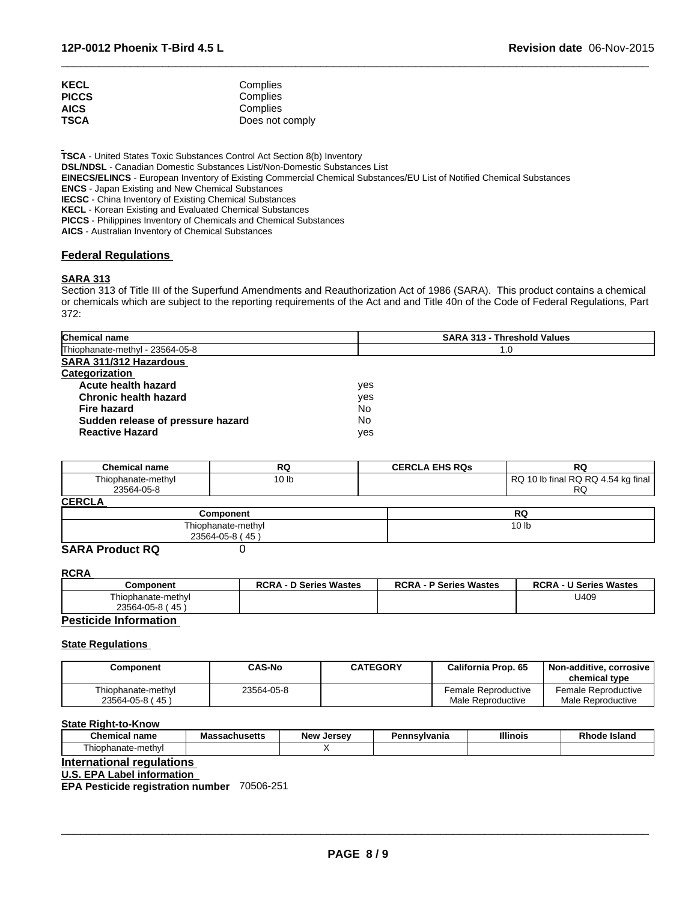| | |
|---|---|
| **KECL** | Complies |
| **PICCS** | Complies |
| **AICS** | Complies |
| **TSCA** | Does not comply |

**TSCA** - United States Toxic Substances Control Act Section 8(b) Inventory
**DSL/NDSL** - Canadian Domestic Substances List/Non-Domestic Substances List
**EINECS/ELINCS** - European Inventory of Existing Commercial Chemical Substances/EU List of Notified Chemical Substances
**ENCS** - Japan Existing and New Chemical Substances
**IECSC** - China Inventory of Existing Chemical Substances
**KECL** - Korean Existing and Evaluated Chemical Substances
**PICCS** - Philippines Inventory of Chemicals and Chemical Substances
**AICS** - Australian Inventory of Chemical Substances

## Federal Regulations

### SARA 313

Section 313 of Title III of the Superfund Amendments and Reauthorization Act of 1986 (SARA). This product contains a chemical or chemicals which are subject to the reporting requirements of the Act and and Title 40n of the Code of Federal Regulations, Part 372:

| Chemical name | SARA 313 - Threshold Values |
|---|---|
| Thiophanate-methyl - 23564-05-8 | 1.0 |

### SARA 311/312 Hazardous Categorization

| | |
|---|---|
| **Acute health hazard** | yes |
| **Chronic health hazard** | yes |
| **Fire hazard** | No |
| **Sudden release of pressure hazard** | No |
| **Reactive Hazard** | yes |

| Chemical name | RQ | CERCLA EHS RQs | RQ |
|---|---|---|---|
| Thiophanate-methyl 23564-05-8 | 10 lb | | RQ 10 lb final RQ RQ 4.54 kg final RQ |

### CERCLA

| Component | RQ |
|---|---|
| Thiophanate-methyl 23564-05-8 ( 45 ) | 10 lb |

**SARA Product RQ** 0

### RCRA

| Component | RCRA - D Series Wastes | RCRA - P Series Wastes | RCRA - U Series Wastes |
|---|---|---|---|
| Thiophanate-methyl 23564-05-8 ( 45 ) | | | U409 |

### Pesticide Information

### State Regulations

| Component | CAS-No | CATEGORY | California Prop. 65 | Non-additive, corrosive chemical type |
|---|---|---|---|---|
| Thiophanate-methyl 23564-05-8 ( 45 ) | 23564-05-8 | | Female Reproductive Male Reproductive | Female Reproductive Male Reproductive |

### State Right-to-Know

| Chemical name | Massachusetts | New Jersey | Pennsylvania | Illinois | Rhode Island |
|---|---|---|---|---|---|
| Thiophanate-methyl | | X | | | |

## International regulations

### U.S. EPA Label information

**EPA Pesticide registration number** 70506-251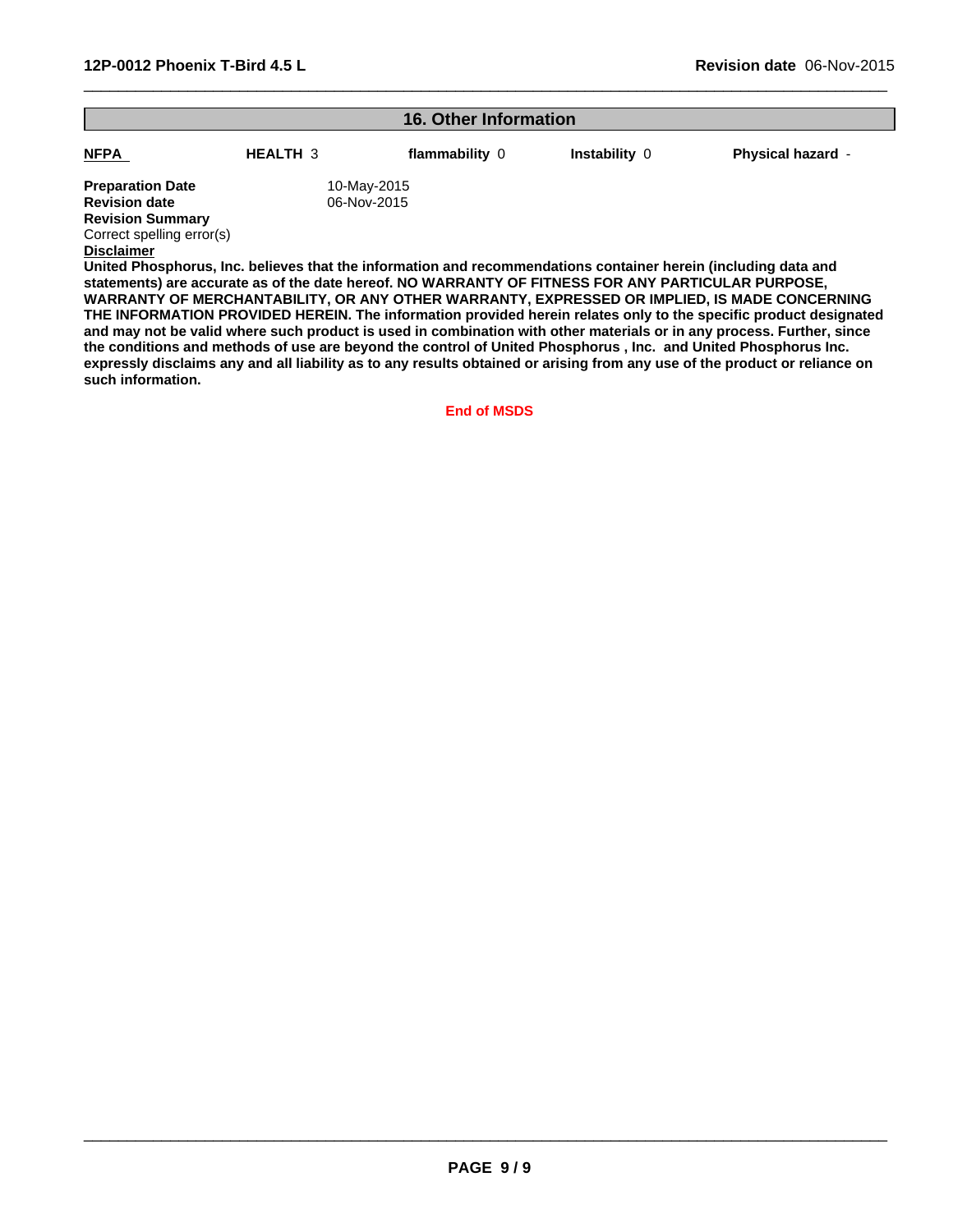## 16. Other Information

| **NFPA** | **HEALTH** 3 | **flammability** 0 | **Instability** 0 | **Physical hazard** - |
|---|---|---|---|---|

**Preparation Date** 10-May-2015
**Revision date** 06-Nov-2015
**Revision Summary**
Correct spelling error(s)

**Disclaimer**

**United Phosphorus, Inc. believes that the information and recommendations container herein (including data and statements) are accurate as of the date hereof. NO WARRANTY OF FITNESS FOR ANY PARTICULAR PURPOSE, WARRANTY OF MERCHANTABILITY, OR ANY OTHER WARRANTY, EXPRESSED OR IMPLIED, IS MADE CONCERNING THE INFORMATION PROVIDED HEREIN. The information provided herein relates only to the specific product designated and may not be valid where such product is used in combination with other materials or in any process. Further, since the conditions and methods of use are beyond the control of United Phosphorus , Inc. and United Phosphorus Inc. expressly disclaims any and all liability as to any results obtained or arising from any use of the product or reliance on such information.**

**End of MSDS**